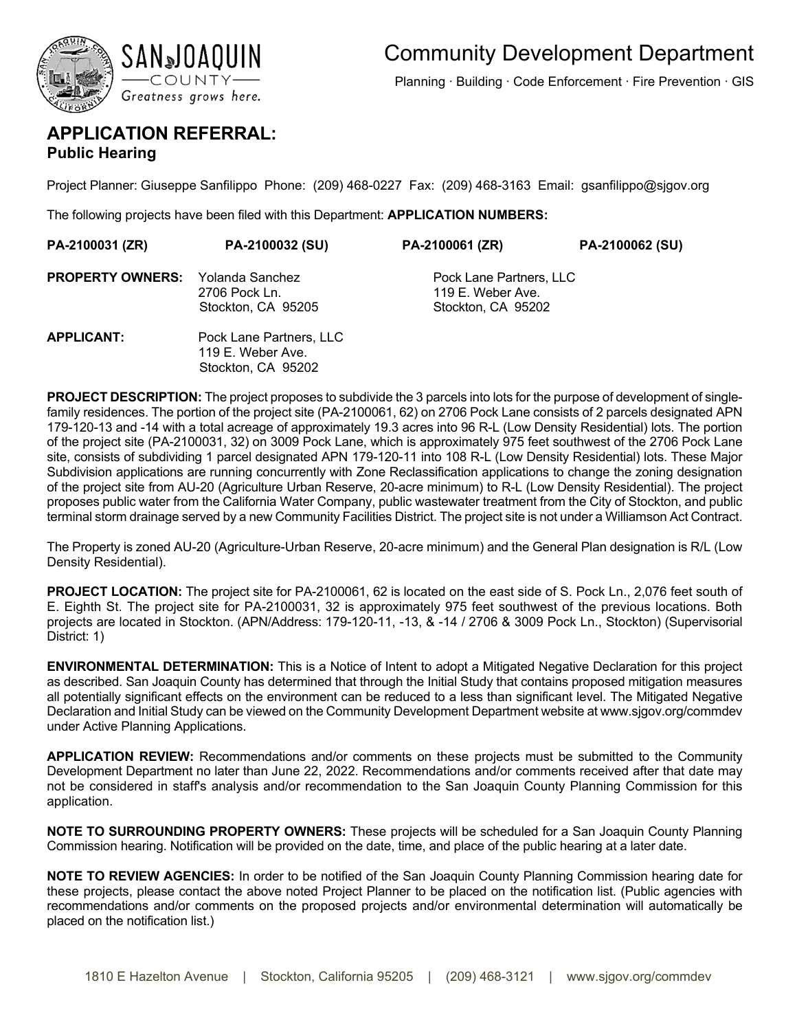# Community Development Department

Planning · Building · Code Enforcement · Fire Prevention · GIS

## APPLICATION REFERRAL:
### Public Hearing

Project Planner: Giuseppe Sanfilippo Phone: (209) 468-0227 Fax: (209) 468-3163 Email: gsanfilippo@sjgov.org

The following projects have been filed with this Department: **APPLICATION NUMBERS:**

**PA-2100031 (ZR)** **PA-2100032 (SU)** **PA-2100061 (ZR)** **PA-2100062 (SU)**

**PROPERTY OWNERS:**

Yolanda Sanchez
2706 Pock Ln.
Stockton, CA 95205

Pock Lane Partners, LLC
119 E. Weber Ave.
Stockton, CA 95202

**APPLICANT:**

Pock Lane Partners, LLC
119 E. Weber Ave.
Stockton, CA 95202

**PROJECT DESCRIPTION:** The project proposes to subdivide the 3 parcels into lots for the purpose of development of single-family residences. The portion of the project site (PA-2100061, 62) on 2706 Pock Lane consists of 2 parcels designated APN 179-120-13 and -14 with a total acreage of approximately 19.3 acres into 96 R-L (Low Density Residential) lots. The portion of the project site (PA-2100031, 32) on 3009 Pock Lane, which is approximately 975 feet southwest of the 2706 Pock Lane site, consists of subdividing 1 parcel designated APN 179-120-11 into 108 R-L (Low Density Residential) lots. These Major Subdivision applications are running concurrently with Zone Reclassification applications to change the zoning designation of the project site from AU-20 (Agriculture Urban Reserve, 20-acre minimum) to R-L (Low Density Residential). The project proposes public water from the California Water Company, public wastewater treatment from the City of Stockton, and public terminal storm drainage served by a new Community Facilities District. The project site is not under a Williamson Act Contract.

The Property is zoned AU-20 (Agriculture-Urban Reserve, 20-acre minimum) and the General Plan designation is R/L (Low Density Residential).

**PROJECT LOCATION:** The project site for PA-2100061, 62 is located on the east side of S. Pock Ln., 2,076 feet south of E. Eighth St. The project site for PA-2100031, 32 is approximately 975 feet southwest of the previous locations. Both projects are located in Stockton. (APN/Address: 179-120-11, -13, & -14 / 2706 & 3009 Pock Ln., Stockton) (Supervisorial District: 1)

**ENVIRONMENTAL DETERMINATION:** This is a Notice of Intent to adopt a Mitigated Negative Declaration for this project as described. San Joaquin County has determined that through the Initial Study that contains proposed mitigation measures all potentially significant effects on the environment can be reduced to a less than significant level. The Mitigated Negative Declaration and Initial Study can be viewed on the Community Development Department website at www.sjgov.org/commdev under Active Planning Applications.

**APPLICATION REVIEW:** Recommendations and/or comments on these projects must be submitted to the Community Development Department no later than June 22, 2022. Recommendations and/or comments received after that date may not be considered in staff's analysis and/or recommendation to the San Joaquin County Planning Commission for this application.

**NOTE TO SURROUNDING PROPERTY OWNERS:** These projects will be scheduled for a San Joaquin County Planning Commission hearing. Notification will be provided on the date, time, and place of the public hearing at a later date.

**NOTE TO REVIEW AGENCIES:** In order to be notified of the San Joaquin County Planning Commission hearing date for these projects, please contact the above noted Project Planner to be placed on the notification list. (Public agencies with recommendations and/or comments on the proposed projects and/or environmental determination will automatically be placed on the notification list.)

1810 E Hazelton Avenue | Stockton, California 95205 | (209) 468-3121 | www.sjgov.org/commdev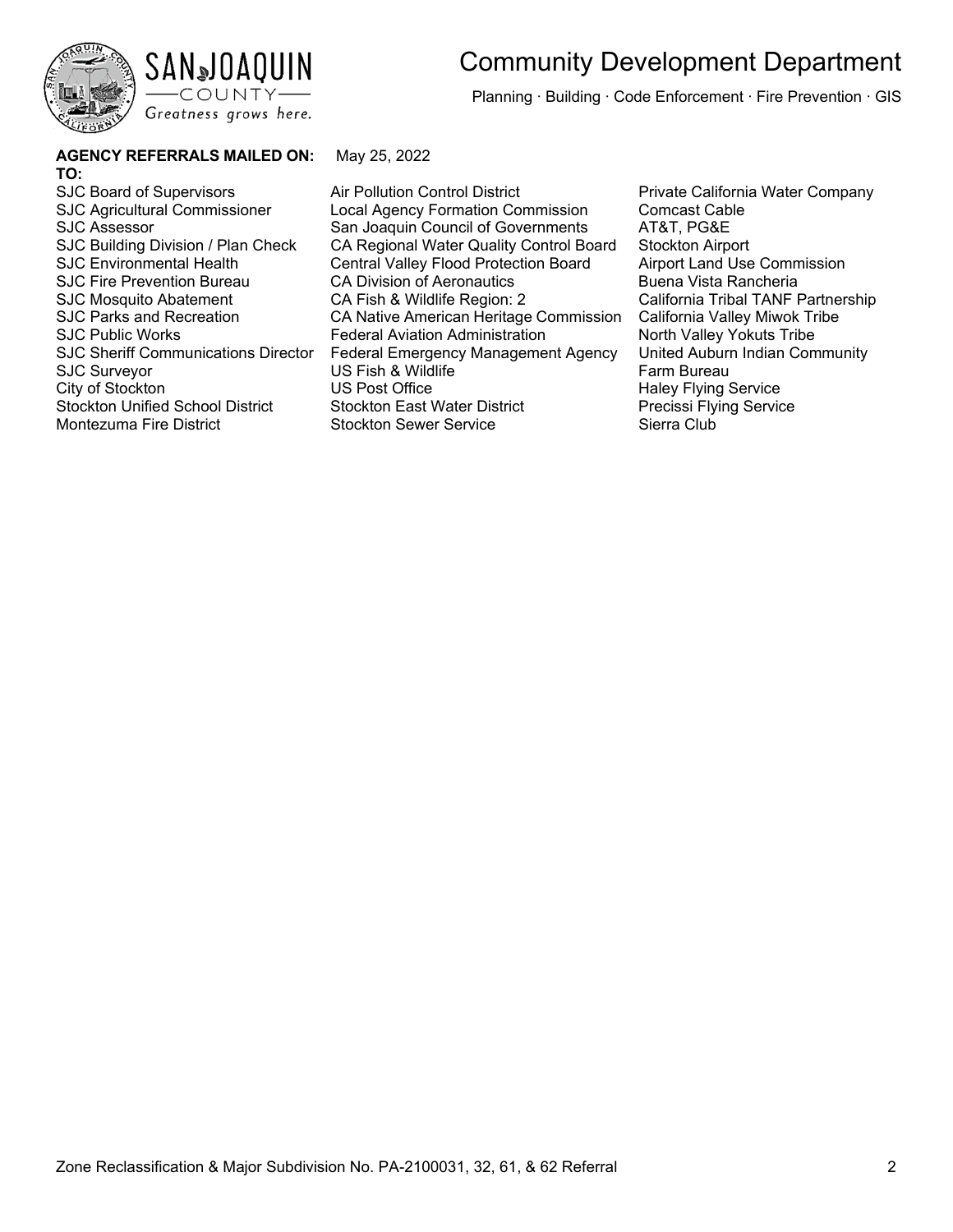# Community Development Department

Planning · Building · Code Enforcement · Fire Prevention · GIS

**AGENCY REFERRALS MAILED ON:** May 25, 2022

**TO:**

SJC Board of Supervisors
SJC Agricultural Commissioner
SJC Assessor
SJC Building Division / Plan Check
SJC Environmental Health
SJC Fire Prevention Bureau
SJC Mosquito Abatement
SJC Parks and Recreation
SJC Public Works
SJC Sheriff Communications Director
SJC Surveyor
City of Stockton
Stockton Unified School District
Montezuma Fire District

Air Pollution Control District
Local Agency Formation Commission
San Joaquin Council of Governments
CA Regional Water Quality Control Board
Central Valley Flood Protection Board
CA Division of Aeronautics
CA Fish & Wildlife Region: 2
CA Native American Heritage Commission
Federal Aviation Administration
Federal Emergency Management Agency
US Fish & Wildlife
US Post Office
Stockton East Water District
Stockton Sewer Service

Private California Water Company
Comcast Cable
AT&T, PG&E
Stockton Airport
Airport Land Use Commission
Buena Vista Rancheria
California Tribal TANF Partnership
California Valley Miwok Tribe
North Valley Yokuts Tribe
United Auburn Indian Community
Farm Bureau
Haley Flying Service
Precissi Flying Service
Sierra Club